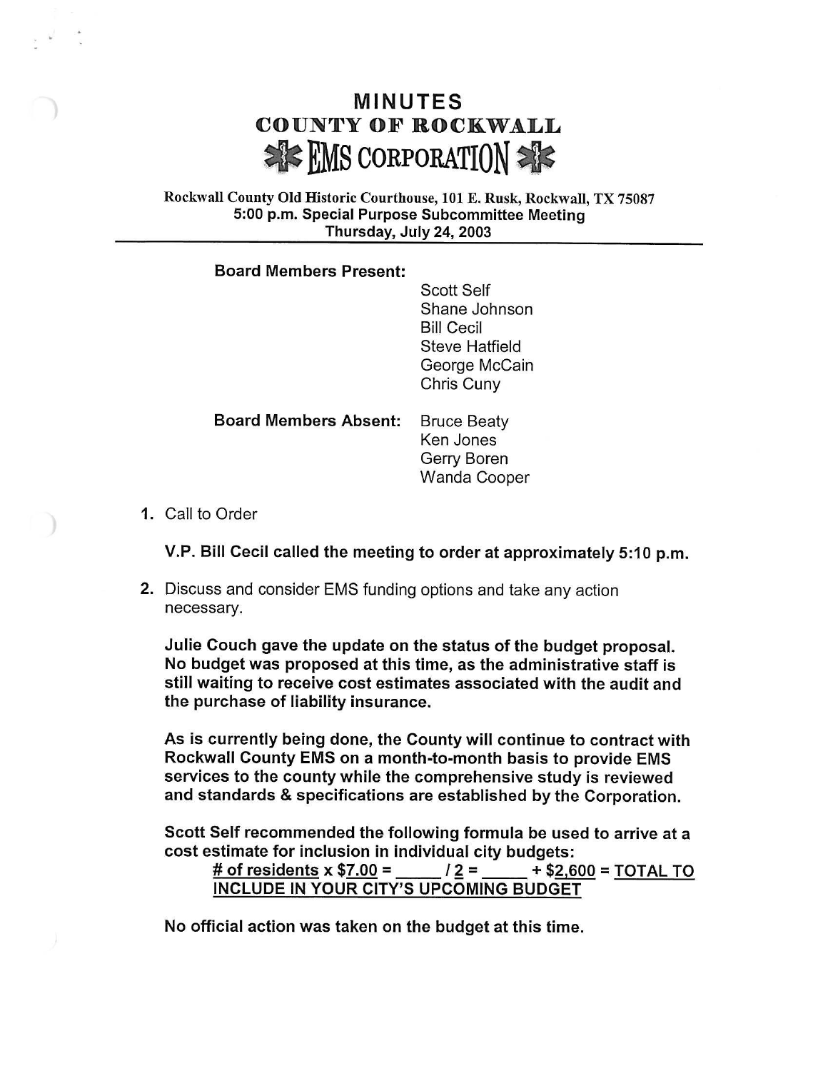# MINUTES
## COUNTY OF ROCKWALL
## EMS CORPORATION

**Rockwall County Old Historic Courthouse, 101 E. Rusk, Rockwall, TX 75087**
**5:00 p.m. Special Purpose Subcommittee Meeting**
**Thursday, July 24, 2003**

---

**Board Members Present:**

- Scott Self
- Shane Johnson
- Bill Cecil
- Steve Hatfield
- George McCain
- Chris Cuny

**Board Members Absent:**

- Bruce Beaty
- Ken Jones
- Gerry Boren
- Wanda Cooper

1. Call to Order

   **V.P. Bill Cecil called the meeting to order at approximately 5:10 p.m.**

2. Discuss and consider EMS funding options and take any action necessary.

   **Julie Couch gave the update on the status of the budget proposal. No budget was proposed at this time, as the administrative staff is still waiting to receive cost estimates associated with the audit and the purchase of liability insurance.**

   **As is currently being done, the County will continue to contract with Rockwall County EMS on a month-to-month basis to provide EMS services to the county while the comprehensive study is reviewed and standards & specifications are established by the Corporation.**

   **Scott Self recommended the following formula be used to arrive at a cost estimate for inclusion in individual city budgets:**

   **<u># of residents</u> x $<u>7.00</u> = _____ / <u>2</u> = _____ + $<u>2,600</u> = <u>TOTAL TO INCLUDE IN YOUR CITY'S UPCOMING BUDGET</u>**

   **No official action was taken on the budget at this time.**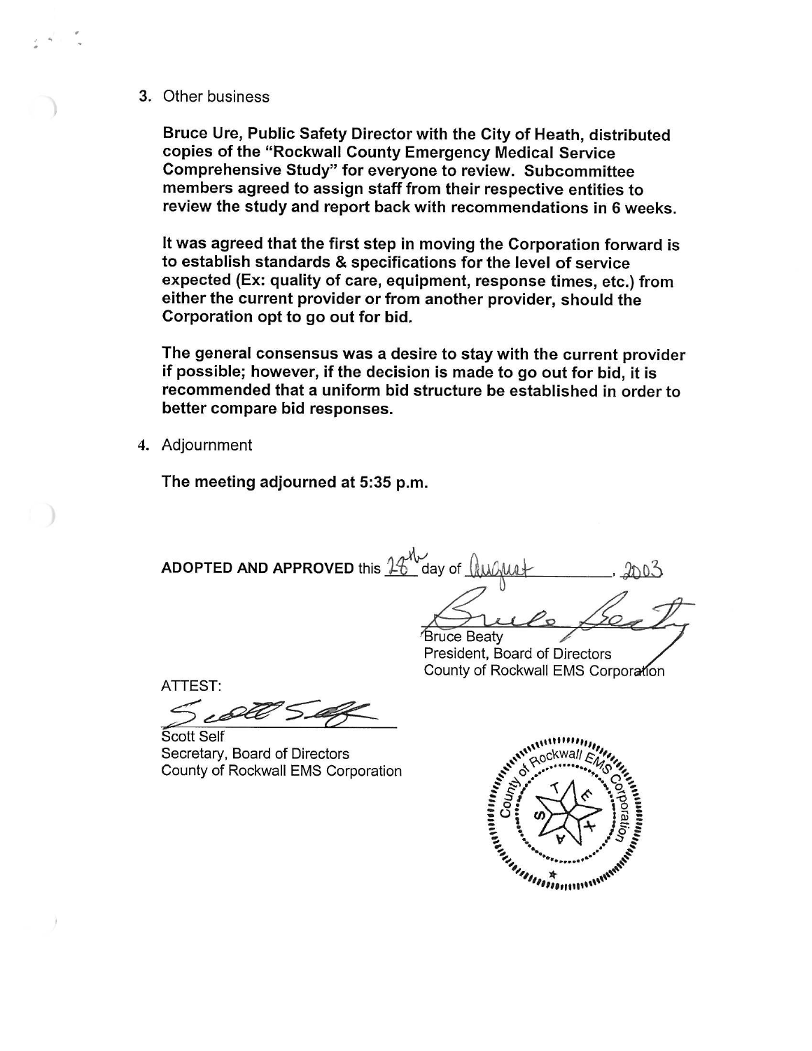3. Other business

   **Bruce Ure, Public Safety Director with the City of Heath, distributed copies of the "Rockwall County Emergency Medical Service Comprehensive Study" for everyone to review. Subcommittee members agreed to assign staff from their respective entities to review the study and report back with recommendations in 6 weeks.**

   **It was agreed that the first step in moving the Corporation forward is to establish standards & specifications for the level of service expected (Ex: quality of care, equipment, response times, etc.) from either the current provider or from another provider, should the Corporation opt to go out for bid.**

   **The general consensus was a desire to stay with the current provider if possible; however, if the decision is made to go out for bid, it is recommended that a uniform bid structure be established in order to better compare bid responses.**

4. Adjournment

   **The meeting adjourned at 5:35 p.m.**

**ADOPTED AND APPROVED** this 28th day of August, 2003

Bruce Beaty
President, Board of Directors
County of Rockwall EMS Corporation

ATTEST:

Scott Self
Secretary, Board of Directors
County of Rockwall EMS Corporation

County of Rockwall EMS Corporation